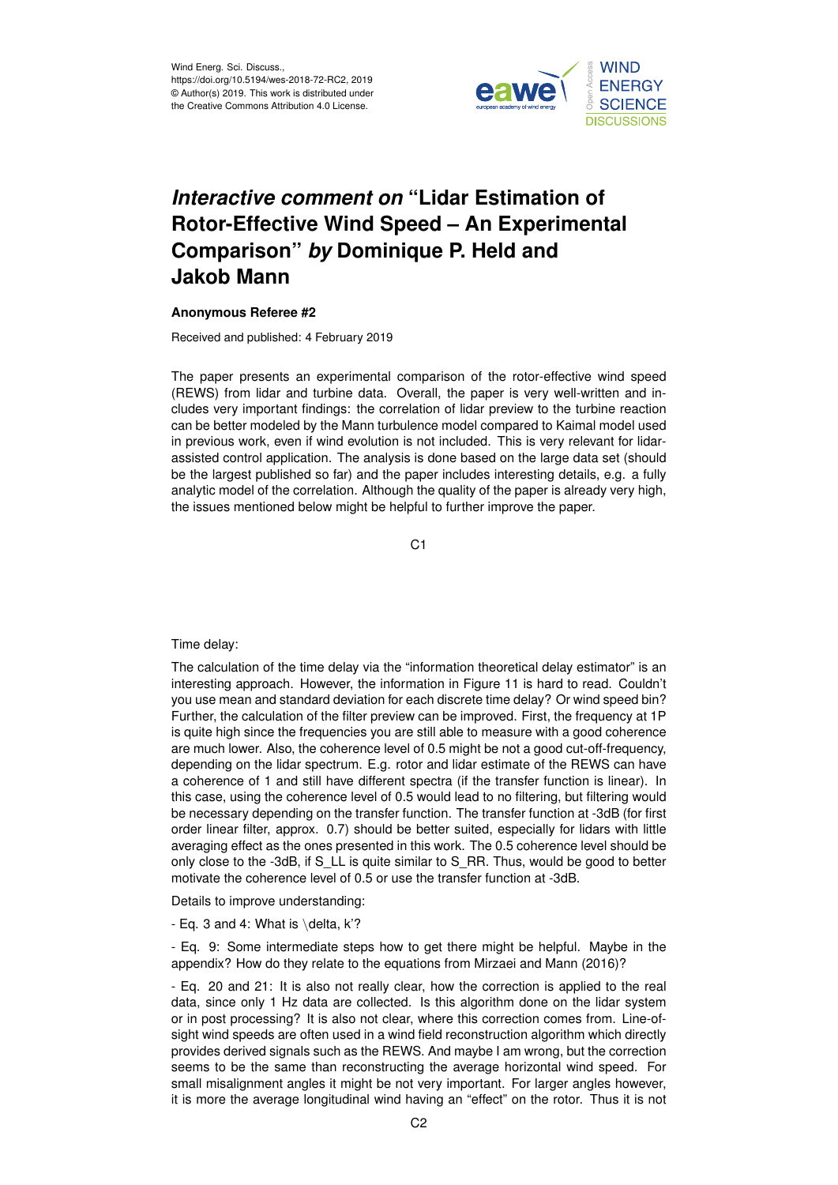Wind Energ. Sci. Discuss.,
https://doi.org/10.5194/wes-2018-72-RC2, 2019
© Author(s) 2019. This work is distributed under
the Creative Commons Attribution 4.0 License.

# *Interactive comment on* "Lidar Estimation of Rotor-Effective Wind Speed – An Experimental Comparison" *by* Dominique P. Held and Jakob Mann

**Anonymous Referee #2**

Received and published: 4 February 2019

The paper presents an experimental comparison of the rotor-effective wind speed (REWS) from lidar and turbine data. Overall, the paper is very well-written and includes very important findings: the correlation of lidar preview to the turbine reaction can be better modeled by the Mann turbulence model compared to Kaimal model used in previous work, even if wind evolution is not included. This is very relevant for lidar-assisted control application. The analysis is done based on the large data set (should be the largest published so far) and the paper includes interesting details, e.g. a fully analytic model of the correlation. Although the quality of the paper is already very high, the issues mentioned below might be helpful to further improve the paper.

Time delay:

The calculation of the time delay via the "information theoretical delay estimator" is an interesting approach. However, the information in Figure 11 is hard to read. Couldn't you use mean and standard deviation for each discrete time delay? Or wind speed bin? Further, the calculation of the filter preview can be improved. First, the frequency at 1P is quite high since the frequencies you are still able to measure with a good coherence are much lower. Also, the coherence level of 0.5 might be not a good cut-off-frequency, depending on the lidar spectrum. E.g. rotor and lidar estimate of the REWS can have a coherence of 1 and still have different spectra (if the transfer function is linear). In this case, using the coherence level of 0.5 would lead to no filtering, but filtering would be necessary depending on the transfer function. The transfer function at -3dB (for first order linear filter, approx. 0.7) should be better suited, especially for lidars with little averaging effect as the ones presented in this work. The 0.5 coherence level should be only close to the -3dB, if S_LL is quite similar to S_RR. Thus, would be good to better motivate the coherence level of 0.5 or use the transfer function at -3dB.

Details to improve understanding:

- Eq. 3 and 4: What is \delta, k'?

- Eq. 9: Some intermediate steps how to get there might be helpful. Maybe in the appendix? How do they relate to the equations from Mirzaei and Mann (2016)?

- Eq. 20 and 21: It is also not really clear, how the correction is applied to the real data, since only 1 Hz data are collected. Is this algorithm done on the lidar system or in post processing? It is also not clear, where this correction comes from. Line-of-sight wind speeds are often used in a wind field reconstruction algorithm which directly provides derived signals such as the REWS. And maybe I am wrong, but the correction seems to be the same than reconstructing the average horizontal wind speed. For small misalignment angles it might be not very important. For larger angles however, it is more the average longitudinal wind having an "effect" on the rotor. Thus it is not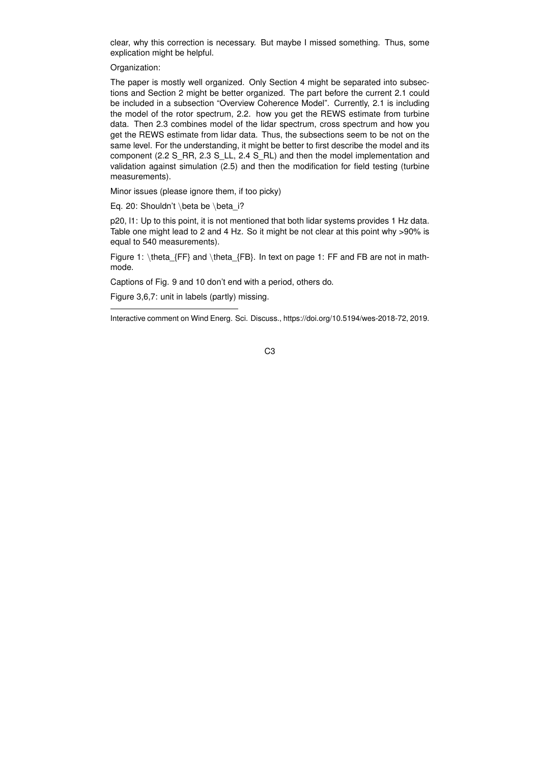clear, why this correction is necessary. But maybe I missed something. Thus, some explication might be helpful.

Organization:

The paper is mostly well organized. Only Section 4 might be separated into subsections and Section 2 might be better organized. The part before the current 2.1 could be included in a subsection "Overview Coherence Model". Currently, 2.1 is including the model of the rotor spectrum, 2.2. how you get the REWS estimate from turbine data. Then 2.3 combines model of the lidar spectrum, cross spectrum and how you get the REWS estimate from lidar data. Thus, the subsections seem to be not on the same level. For the understanding, it might be better to first describe the model and its component (2.2 S_RR, 2.3 S_LL, 2.4 S_RL) and then the model implementation and validation against simulation (2.5) and then the modification for field testing (turbine measurements).

Minor issues (please ignore them, if too picky)

Eq. 20: Shouldn't \beta be \beta_i?

p20, l1: Up to this point, it is not mentioned that both lidar systems provides 1 Hz data. Table one might lead to 2 and 4 Hz. So it might be not clear at this point why >90% is equal to 540 measurements).

Figure 1: \theta_{FF} and \theta_{FB}. In text on page 1: FF and FB are not in math-mode.

Captions of Fig. 9 and 10 don't end with a period, others do.

Figure 3,6,7: unit in labels (partly) missing.

Interactive comment on Wind Energ. Sci. Discuss., https://doi.org/10.5194/wes-2018-72, 2019.